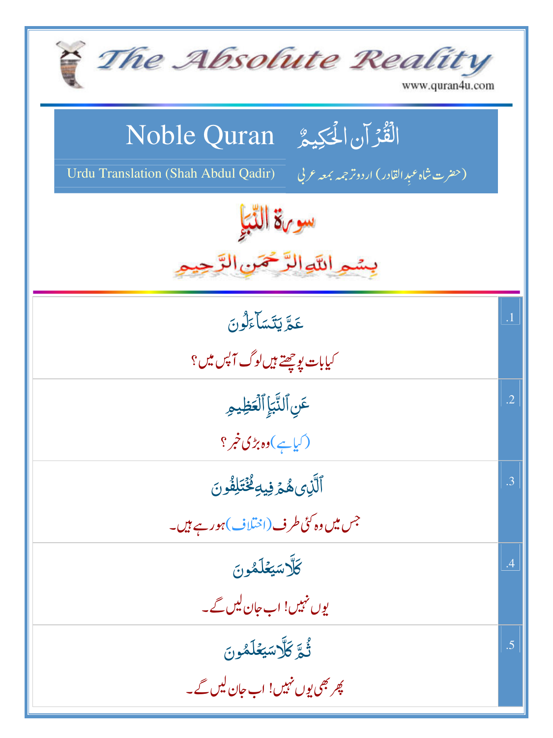# The Absolute Reality

www.quran4u.com

## Noble Quran القُرآن الحَكِيمُ

Urdu Translation (Shah Abdul Qadir) (حضرت شاہ عبدِالقادر) اردو ترجمہ بمعہ عربی

## سورۃ النّبإِ

بِسْمِ اللّٰہِ الرَّحْمٰنِ الرَّحِیْمِ

| | |
|---|---|
| .1 | عَمَّ يَتَسَآءَلُونَ<br>کیا بات پوچھتے ہیں لوگ آپس میں ؟ |
| .2 | عَنِ ٱلنَّبَإِ ٱلْعَظِيمِ<br>(کیا ہے) وہ بڑی خبر ؟ |
| .3 | ٱلَّذِى هُمْ فِيهِ مُخْتَلِفُونَ<br>جس میں وہ کئی طرف (اختلاف) ہو رہے ہیں۔ |
| .4 | كَلَّا سَيَعْلَمُونَ<br>یوں نہیں! اب جان لیں گے۔ |
| .5 | ثُمَّ كَلَّا سَيَعْلَمُونَ<br>پھر بھی یوں نہیں! اب جان لیں گے۔ |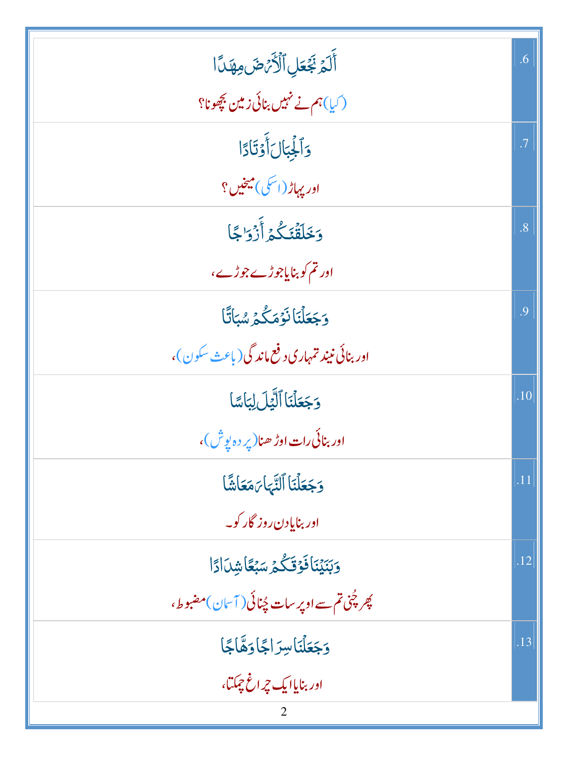| | |
|---|---|
| أَلَمۡ نَجۡعَلِ ٱلۡأَرۡضَ مِهَٰدٗا<br>(کیا) ہم نے نہیں بنائی زمین بچھونا؟ | .6 |
| وَٱلۡجِبَالَ أَوۡتَادٗا<br>اور پہاڑ (اسکی) میخیں؟ | .7 |
| وَخَلَقۡنَٰكُمۡ أَزۡوَٰجٗا<br>اور تم کو بنایا جوڑے جوڑے، | .8 |
| وَجَعَلۡنَا نَوۡمَكُمۡ سُبَاتٗا<br>اور بنائی نیند تمہاری دفع ماندگی (باعث سکون)، | .9 |
| وَجَعَلۡنَا ٱلَّيۡلَ لِبَاسٗا<br>اور بنائی رات اوڑھنا (پردہ پوش)، | .10 |
| وَجَعَلۡنَا ٱلنَّهَارَ مَعَاشٗا<br>اور بنایا دن روزگار کو۔ | .11 |
| وَبَنَيۡنَا فَوۡقَكُمۡ سَبۡعٗا شِدَادٗا<br>پھر چُنی تم سے اوپر سات چُنائی (آسمان) مضبوط، | .12 |
| وَجَعَلۡنَا سِرَاجٗا وَهَّاجٗا<br>اور بنایا ایک چراغ چمکتا، | .13 |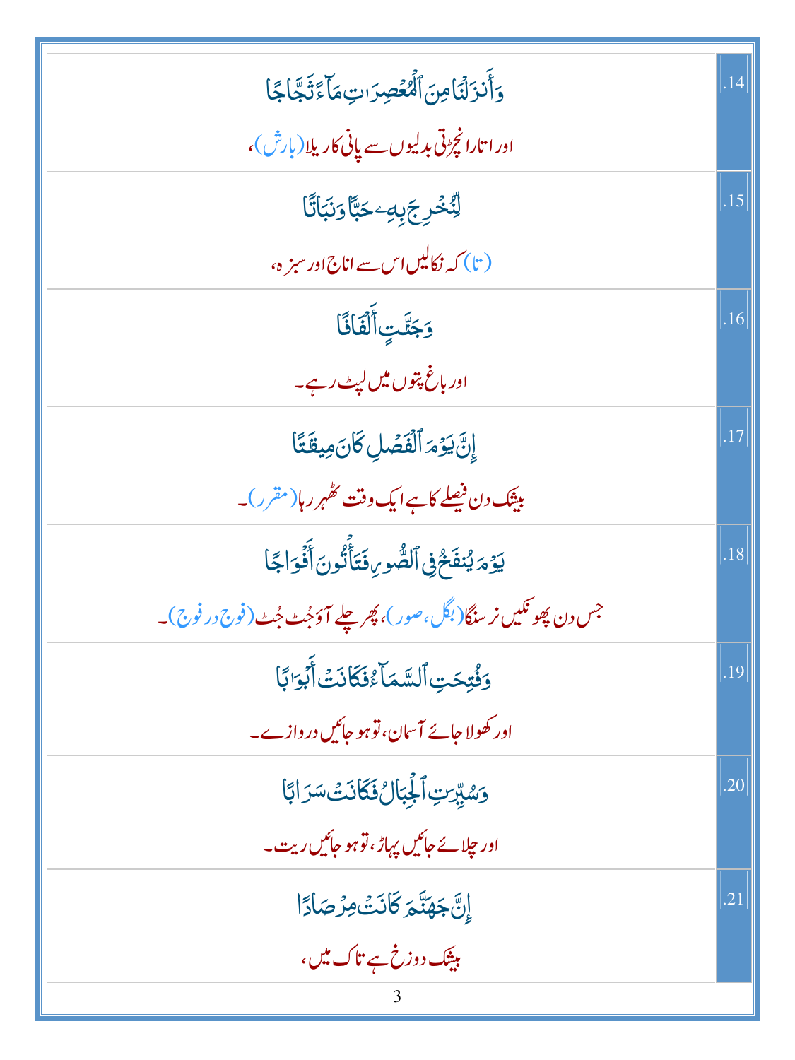| | |
|---|---|
| وَأَنزَلْنَا مِنَ ٱلْمُعْصِرَاتِ مَآءً ثَجَّاجًا<br>اور اتارا نچڑتی بدلیوں سے پانی کا ریلا (بارش)، | .14 |
| لِّنُخْرِجَ بِهِۦ حَبًّا وَنَبَاتًا<br>(تا) کہ نکالیں اس سے اناج اور سبزہ، | .15 |
| وَجَنَّـٰتٍ أَلْفَافًا<br>اور باغ پتوں میں لپٹ رہے۔ | .16 |
| إِنَّ يَوْمَ ٱلْفَصْلِ كَانَ مِيقَـٰتًا<br>بیشک دن فیصلے کا ہے ایک وقت ٹھہرا (مقرر)۔ | .17 |
| يَوْمَ يُنفَخُ فِى ٱلصُّورِ فَتَأْتُونَ أَفْوَاجًا<br>جس دن پھونکیں نرسنگا (بگل، صور)، پھر چلے آؤ جُٹ جُٹ (فوج در فوج)۔ | .18 |
| وَفُتِحَتِ ٱلسَّمَآءُ فَكَانَتْ أَبْوَٰبًا<br>اور کھولا جائے آسمان، تو ہو جائیں دروازے۔ | .19 |
| وَسُيِّرَتِ ٱلْجِبَالُ فَكَانَتْ سَرَابًا<br>اور چلائے جائیں پہاڑ، تو ہو جائیں ریت۔ | .20 |
| إِنَّ جَهَنَّمَ كَانَتْ مِرْصَادًا<br>بیشک دوزخ ہے تاک میں، | .21 |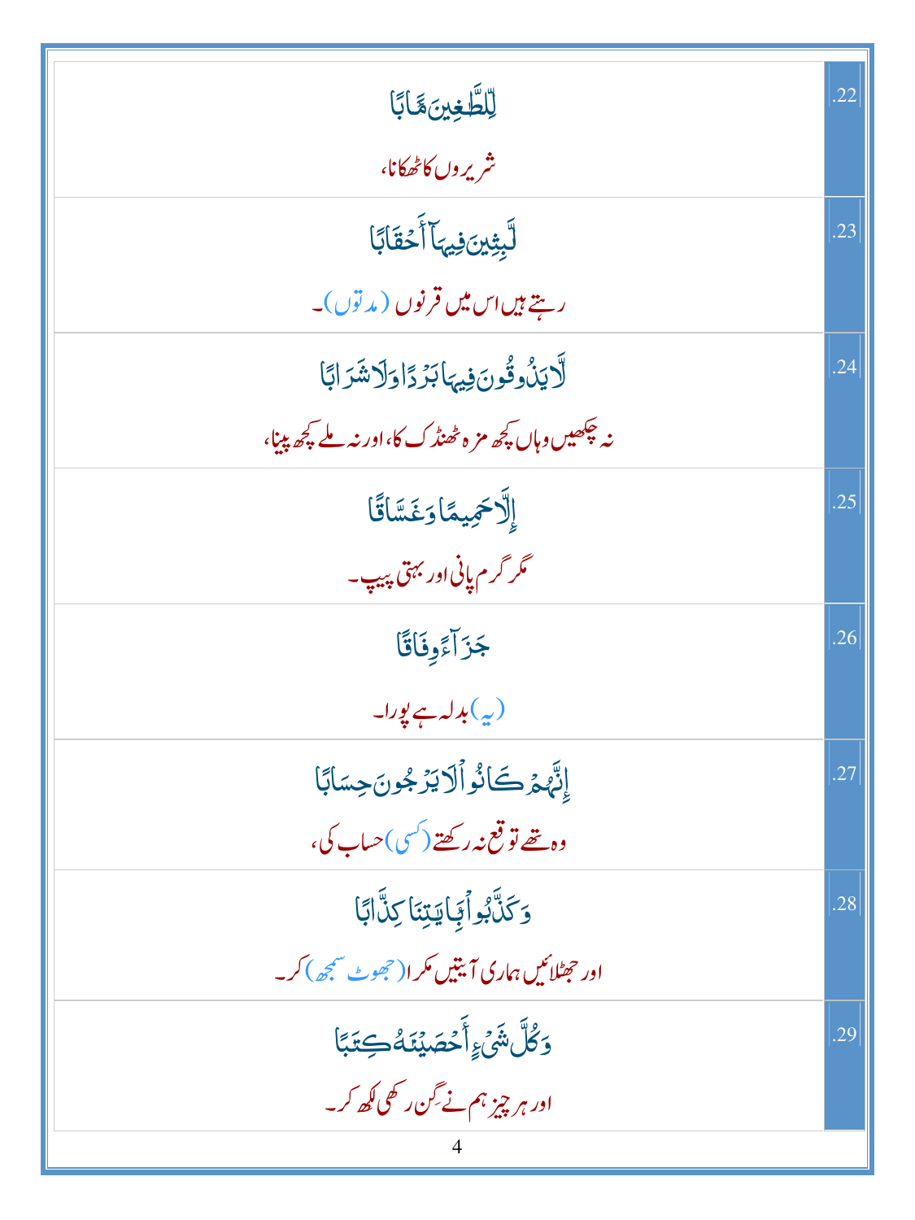| | |
|---|---|
| لِّلطَّٰغِينَ مَـَٔابًا<br>شریروں کا ٹھکانا، | .22 |
| لَّٰبِثِينَ فِيهَآ أَحْقَابًا<br>رہتے ہیں اس میں قرنوں (مدتوں)۔ | .23 |
| لَّا يَذُوقُونَ فِيهَا بَرْدًا وَلَا شَرَابًا<br>نہ چکھیں وہاں کچھ مزہ ٹھنڈک کا، اور نہ ملے کچھ پینا، | .24 |
| إِلَّا حَمِيمًا وَغَسَّاقًا<br>مگر گرم پانی اور بہتی پیپ۔ | .25 |
| جَزَآءً وِفَاقًا<br>(یہ) بدلہ ہے پورا۔ | .26 |
| إِنَّهُمْ كَانُوا۟ لَا يَرْجُونَ حِسَابًا<br>وہ تھے توقع نہ رکھتے (کسی) حساب کی، | .27 |
| وَكَذَّبُوا۟ بِـَٔايَٰتِنَا كِذَّابًا<br>اور جھٹلائیں ہماری آیتیں مکرا (جھوٹ سمجھ) کر۔ | .28 |
| وَكُلَّ شَىْءٍ أَحْصَيْنَٰهُ كِتَٰبًا<br>اور ہر چیز ہم نے گن رکھی لکھ کر۔ | .29 |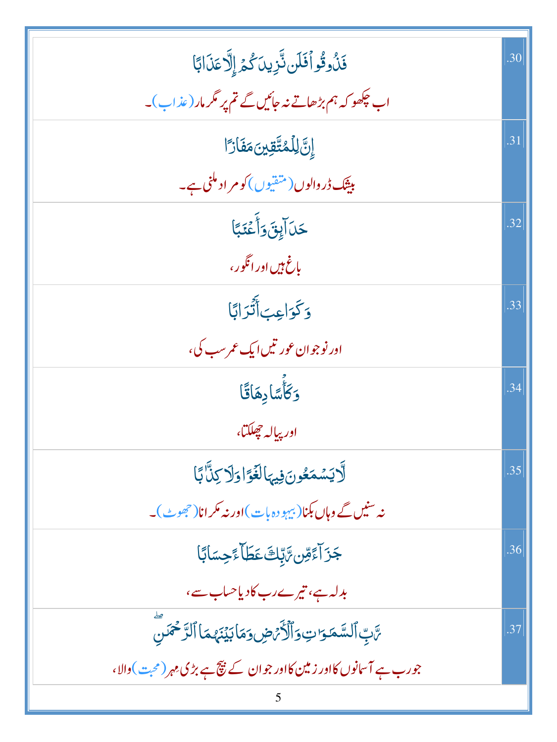| | |
|---|---|
| فَذُوقُوا فَلَن نَّزِيدَكُمْ إِلَّا عَذَابًا<br><br>اب چکھو کہ ہم بڑھاتے نہ جائیں گے تم پر مگر مار (عذاب)۔ | .30 |
| إِنَّ لِلْمُتَّقِينَ مَفَازًا<br><br>بیشک ڈر والوں (متقیوں) کو مراد ملنی ہے۔ | .31 |
| حَدَائِقَ وَأَعْنَابًا<br><br>باغ ہیں اور انگور، | .32 |
| وَكَوَاعِبَ أَتْرَابًا<br><br>اور نوجوان عورتیں ایک عمر سب کی، | .33 |
| وَكَأْسًا دِهَاقًا<br><br>اور پیالہ چھلکتا، | .34 |
| لَّا يَسْمَعُونَ فِيهَا لَغْوًا وَلَا كِذَّابًا<br><br>نہ سنیں گے وہاں بکنا (بیہودہ بات) اور نہ مکرانا (جھوٹ)۔ | .35 |
| جَزَاءً مِّن رَّبِّكَ عَطَاءً حِسَابًا<br><br>بدلہ ہے، تیرے رب کا دیا حساب سے، | .36 |
| رَّبِّ السَّمَاوَاتِ وَالْأَرْضِ وَمَا بَيْنَهُمَا الرَّحْمَٰنِ<br><br>جو رب ہے آسمانوں کا اور زمین کا اور جو ان کے بیچ ہے بڑی مہر (محبت) والا، | .37 |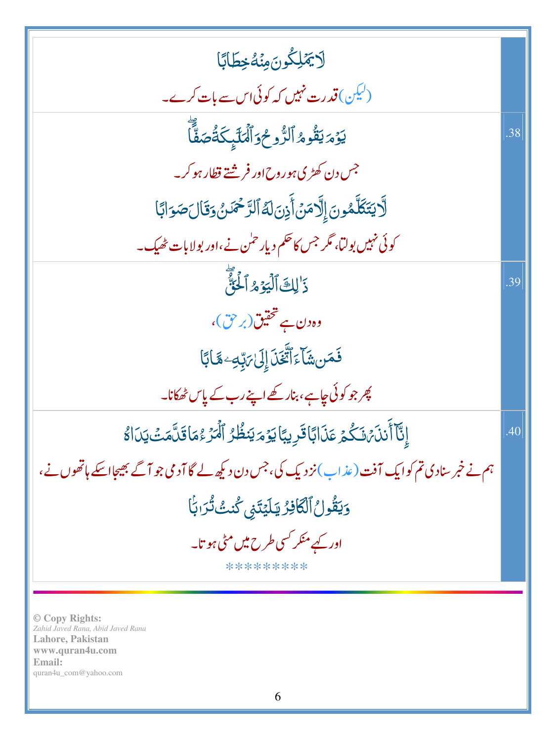| | |
|---|---|
| | لَا يَمْلِكُونَ مِنْهُ خِطَابًا<br>(لیکن) قدرت نہیں کہ کوئی اس سے بات کرے۔ |
| .38 | يَوْمَ يَقُومُ الرُّوحُ وَالْمَلَائِكَةُ صَفًّا<br>جس دن کھڑی ہو روح اور فرشتے قطار ہو کر۔<br>لَا يَتَكَلَّمُونَ إِلَّا مَنْ أَذِنَ لَهُ الرَّحْمَٰنُ وَقَالَ صَوَابًا<br>کوئی نہیں بولتا، مگر جس کا حکم دیا رحمٰن نے، اور بولا بات ٹھیک۔ |
| .39 | ذَٰلِكَ الْيَوْمُ الْحَقُّ<br>وہ دن ہے تحقیق (برحق)،<br>فَمَنْ شَاءَ اتَّخَذَ إِلَىٰ رَبِّهِ مَآبًا<br>پھر جو کوئی چاہے، بنا رکھے اپنے رب کے پاس ٹھکانا۔ |
| .40 | إِنَّا أَنذَرْنَاكُمْ عَذَابًا قَرِيبًا يَوْمَ يَنظُرُ الْمَرْءُ مَا قَدَّمَتْ يَدَاهُ<br>ہم نے خبر سنادی تم کو ایک آفت (عذاب) نزدیک کی، جس دن دیکھ لے گا آدمی جو آگے بھیجا اسکے ہاتھوں نے،<br>وَيَقُولُ الْكَافِرُ يَا لَيْتَنِي كُنتُ تُرَابًا<br>اور کہے منکر کسی طرح میں مٹی ہوتا۔<br>********* |

© Copy Rights:
*Zahid Javed Rana, Abid Javed Rana*
**Lahore, Pakistan**
**www.quran4u.com**
**Email:**
quran4u_com@yahoo.com